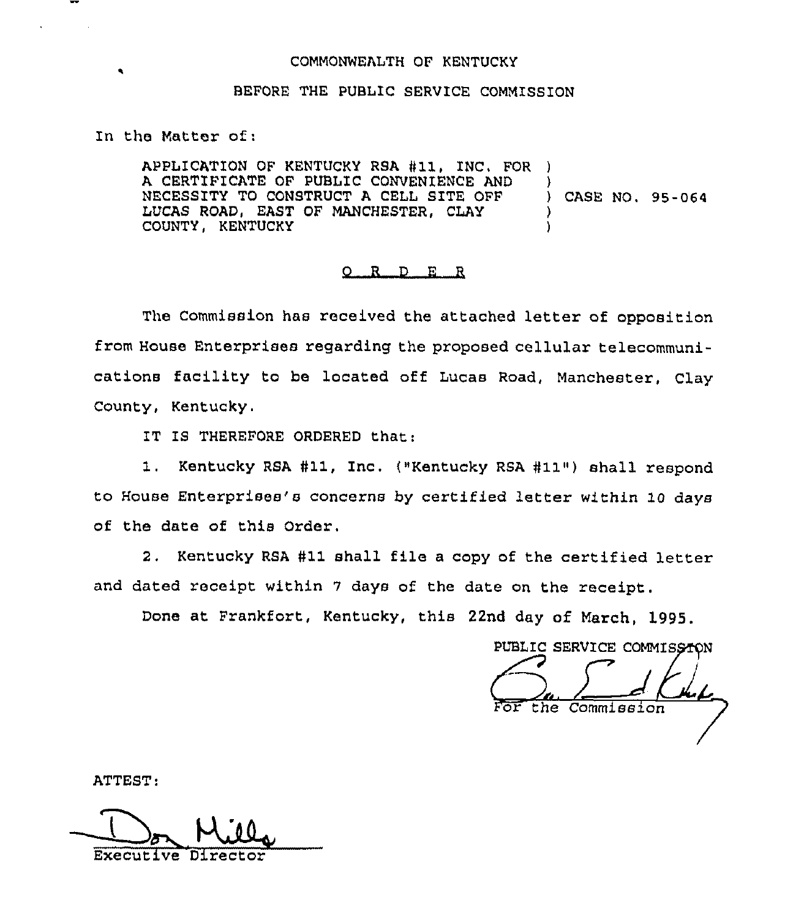COMMONWEALTH OF KENTUCKY

BEFORE THE PUBLIC SERVICE COMMISSION

In the Matter of:

APPLICATION OF KENTUCKY RSA #11, INC. FOR A CERTIFICATE OF PUBLIC CONVENIENCE AND NECESSITY TO CONSTRUCT A CELL SITE OFF LUCAS ROAD, EAST OF MANCHESTER, CLAY COUNTY, KENTUCKY ) CASE NO. 95-064

## O R D E R

The Commission has received the attached letter of opposition from House Enterprises regarding the proposed cellular telecommunications facility to be located off Lucas Road, Manchester, Clay County, Kentucky.

IT IS THEREFORE ORDERED that:

1. Kentucky RSA #11, Inc. ("Kentucky RSA #11") shall respond to House Enterprises's concerns by certified letter within 10 days of the date of this Order.

2. Kentucky RSA #11 shall file a copy of the certified letter and dated receipt within 7 days of the date on the receipt.

Done at Frankfort, Kentucky, this 22nd day of March, 1995.

PUBLIC SERVICE COMMISSION

For the Commission

ATTEST:

Executive Director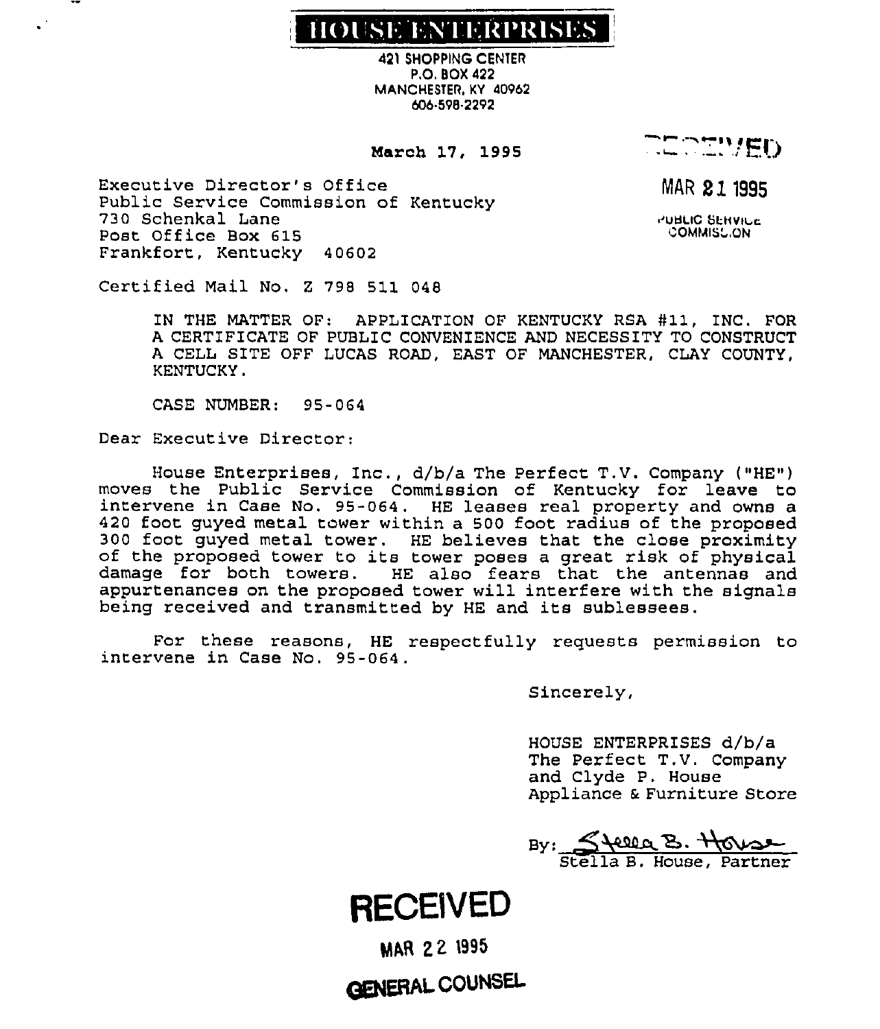# HOUSE ENTERPRISES

421 SHOPPING CENTER
P.O. BOX 422
MANCHESTER, KY 40962
606-598-2292

March 17, 1995

RECEIVED

MAR 21 1995

PUBLIC SERVICE COMMISSION

Executive Director's Office
Public Service Commission of Kentucky
730 Schenkal Lane
Post Office Box 615
Frankfort, Kentucky 40602

Certified Mail No. Z 798 511 048

IN THE MATTER OF: APPLICATION OF KENTUCKY RSA #11, INC. FOR A CERTIFICATE OF PUBLIC CONVENIENCE AND NECESSITY TO CONSTRUCT A CELL SITE OFF LUCAS ROAD, EAST OF MANCHESTER, CLAY COUNTY, KENTUCKY.

CASE NUMBER: 95-064

Dear Executive Director:

House Enterprises, Inc., d/b/a The Perfect T.V. Company ("HE") moves the Public Service Commission of Kentucky for leave to intervene in Case No. 95-064. HE leases real property and owns a 420 foot guyed metal tower within a 500 foot radius of the proposed 300 foot guyed metal tower. HE believes that the close proximity of the proposed tower to its tower poses a great risk of physical damage for both towers. HE also fears that the antennas and appurtenances on the proposed tower will interfere with the signals being received and transmitted by HE and its sublessees.

For these reasons, HE respectfully requests permission to intervene in Case No. 95-064.

Sincerely,

HOUSE ENTERPRISES d/b/a
The Perfect T.V. Company
and Clyde P. House
Appliance & Furniture Store

By: Stella B. House
Stella B. House, Partner

**RECEIVED**

**MAR 22 1995**

**GENERAL COUNSEL**